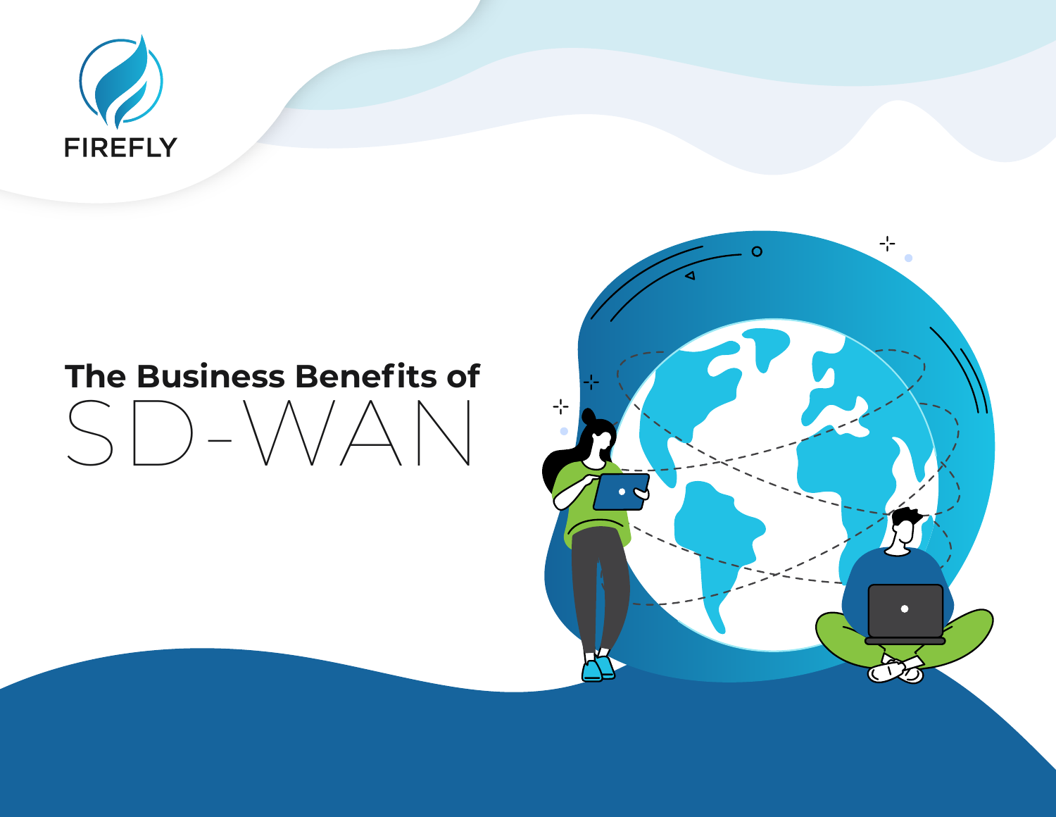FIREFLY

# The Business Benefits of SD-WAN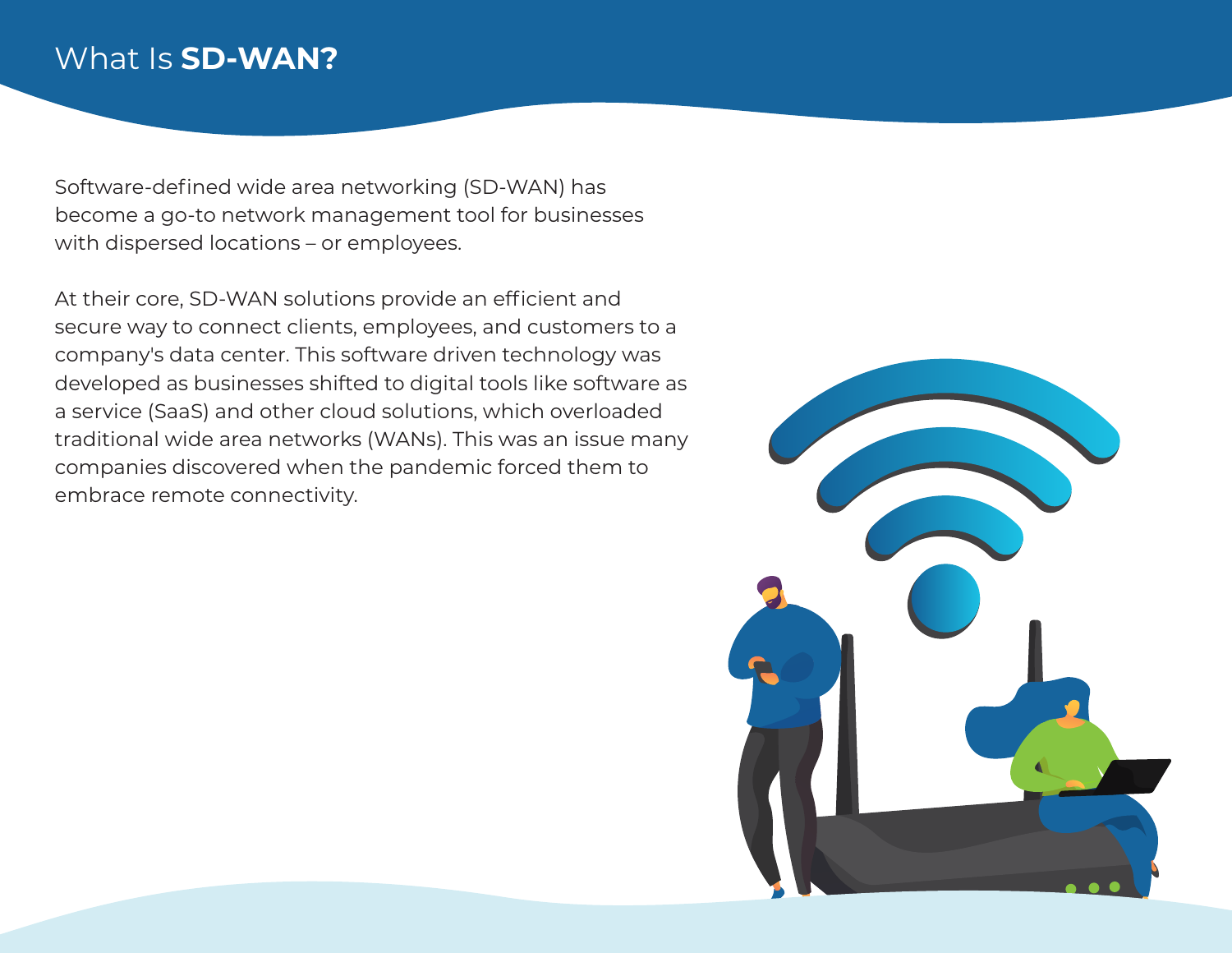# What Is **SD-WAN?**

Software-defined wide area networking (SD-WAN) has become a go-to network management tool for businesses with dispersed locations – or employees.

At their core, SD-WAN solutions provide an efficient and secure way to connect clients, employees, and customers to a company's data center. This software driven technology was developed as businesses shifted to digital tools like software as a service (SaaS) and other cloud solutions, which overloaded traditional wide area networks (WANs). This was an issue many companies discovered when the pandemic forced them to embrace remote connectivity.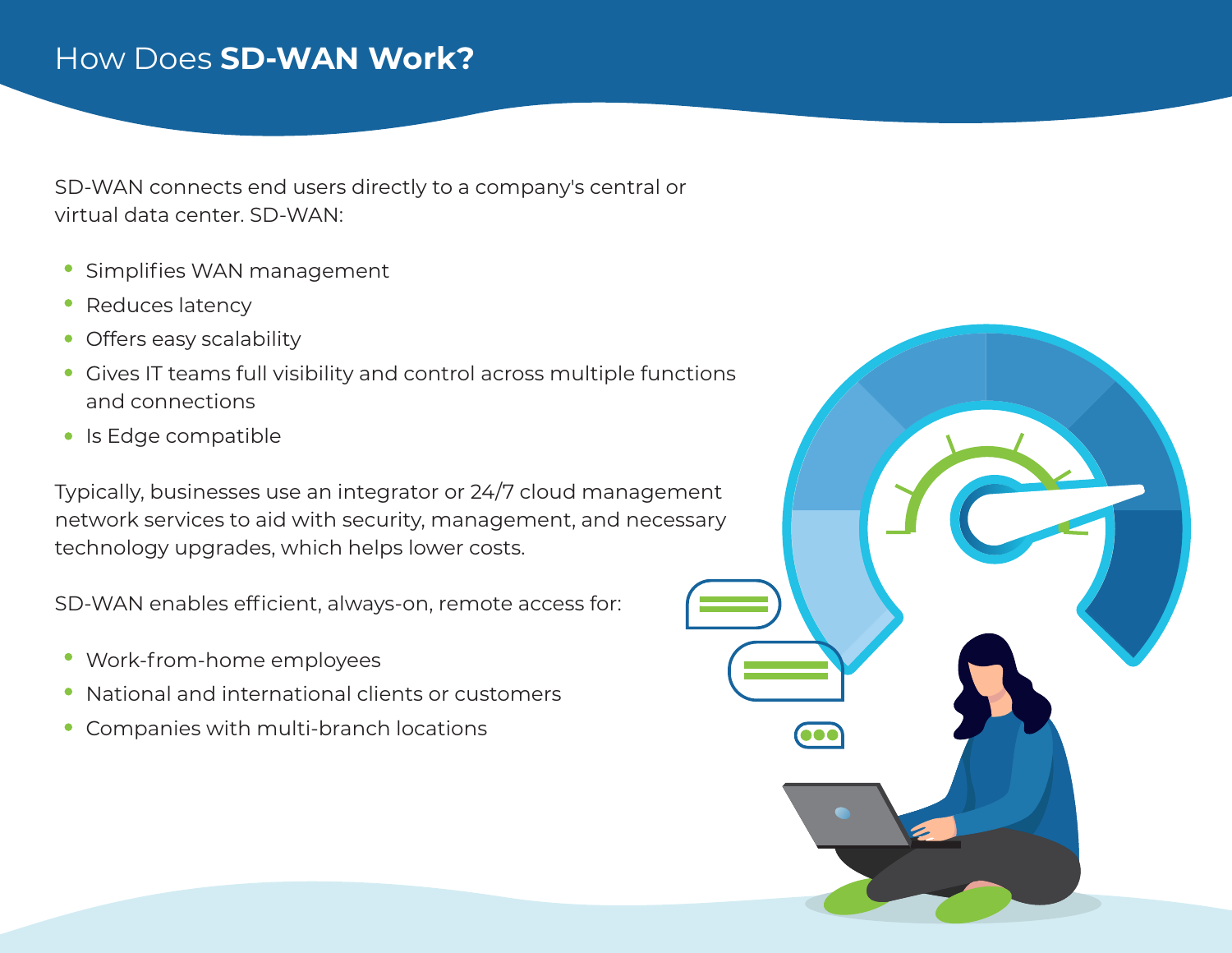# How Does **SD-WAN Work?**

SD-WAN connects end users directly to a company's central or virtual data center. SD-WAN:

- Simplifies WAN management
- Reduces latency
- Offers easy scalability
- Gives IT teams full visibility and control across multiple functions and connections
- Is Edge compatible

Typically, businesses use an integrator or 24/7 cloud management network services to aid with security, management, and necessary technology upgrades, which helps lower costs.

SD-WAN enables efficient, always-on, remote access for:

- Work-from-home employees
- National and international clients or customers
- Companies with multi-branch locations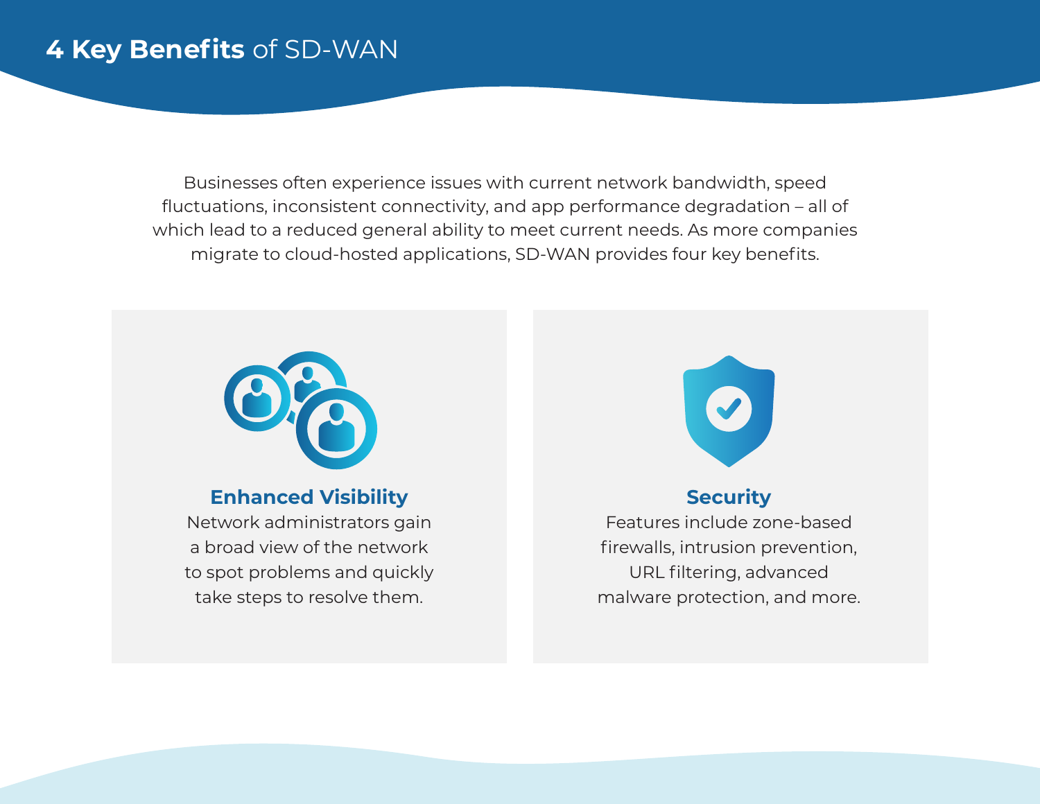# **4 Key Benefits** of SD-WAN

Businesses often experience issues with current network bandwidth, speed fluctuations, inconsistent connectivity, and app performance degradation – all of which lead to a reduced general ability to meet current needs. As more companies migrate to cloud-hosted applications, SD-WAN provides four key benefits.

### Enhanced Visibility

Network administrators gain a broad view of the network to spot problems and quickly take steps to resolve them.

### Security

Features include zone-based firewalls, intrusion prevention, URL filtering, advanced malware protection, and more.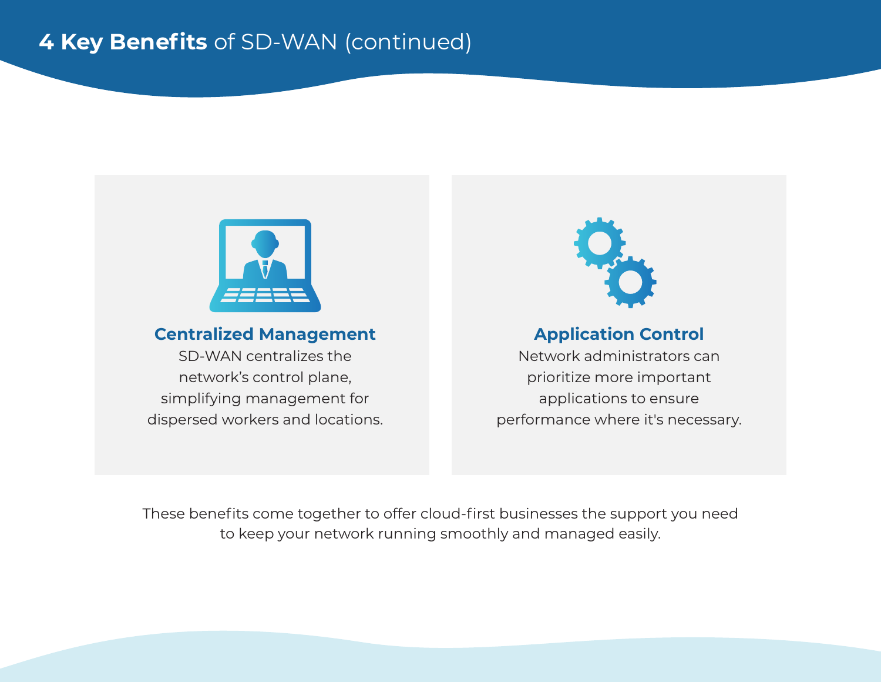# **4 Key Benefits** of SD-WAN (continued)

### Centralized Management

SD-WAN centralizes the network's control plane, simplifying management for dispersed workers and locations.

### Application Control

Network administrators can prioritize more important applications to ensure performance where it's necessary.

These benefits come together to offer cloud-first businesses the support you need to keep your network running smoothly and managed easily.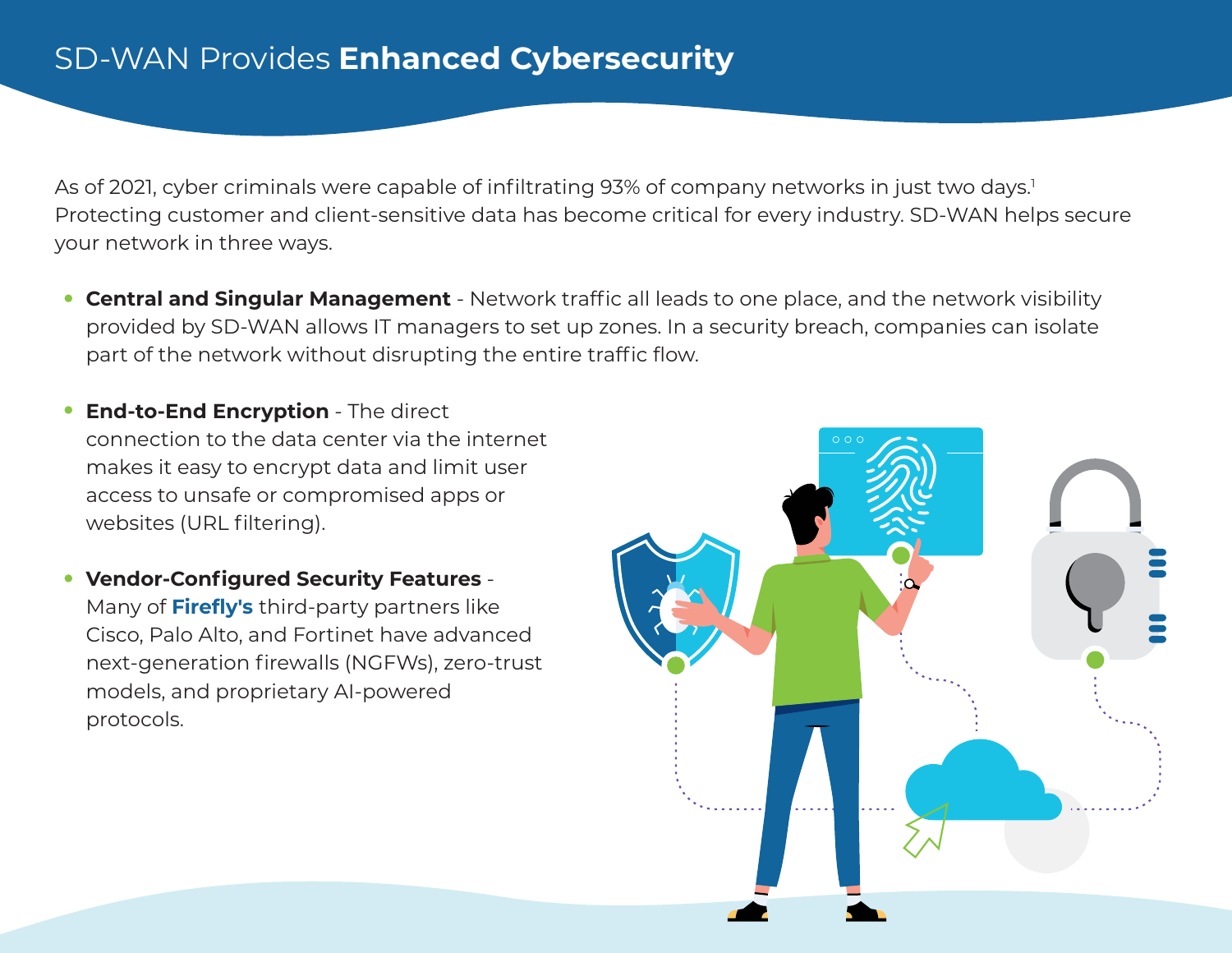# SD-WAN Provides **Enhanced Cybersecurity**

As of 2021, cyber criminals were capable of infiltrating 93% of company networks in just two days.[1] Protecting customer and client-sensitive data has become critical for every industry. SD-WAN helps secure your network in three ways.

- **Central and Singular Management** - Network traffic all leads to one place, and the network visibility provided by SD-WAN allows IT managers to set up zones. In a security breach, companies can isolate part of the network without disrupting the entire traffic flow.
- **End-to-End Encryption** - The direct connection to the data center via the internet makes it easy to encrypt data and limit user access to unsafe or compromised apps or websites (URL filtering).
- **Vendor-Configured Security Features** - Many of **Firefly's** third-party partners like Cisco, Palo Alto, and Fortinet have advanced next-generation firewalls (NGFWs), zero-trust models, and proprietary AI-powered protocols.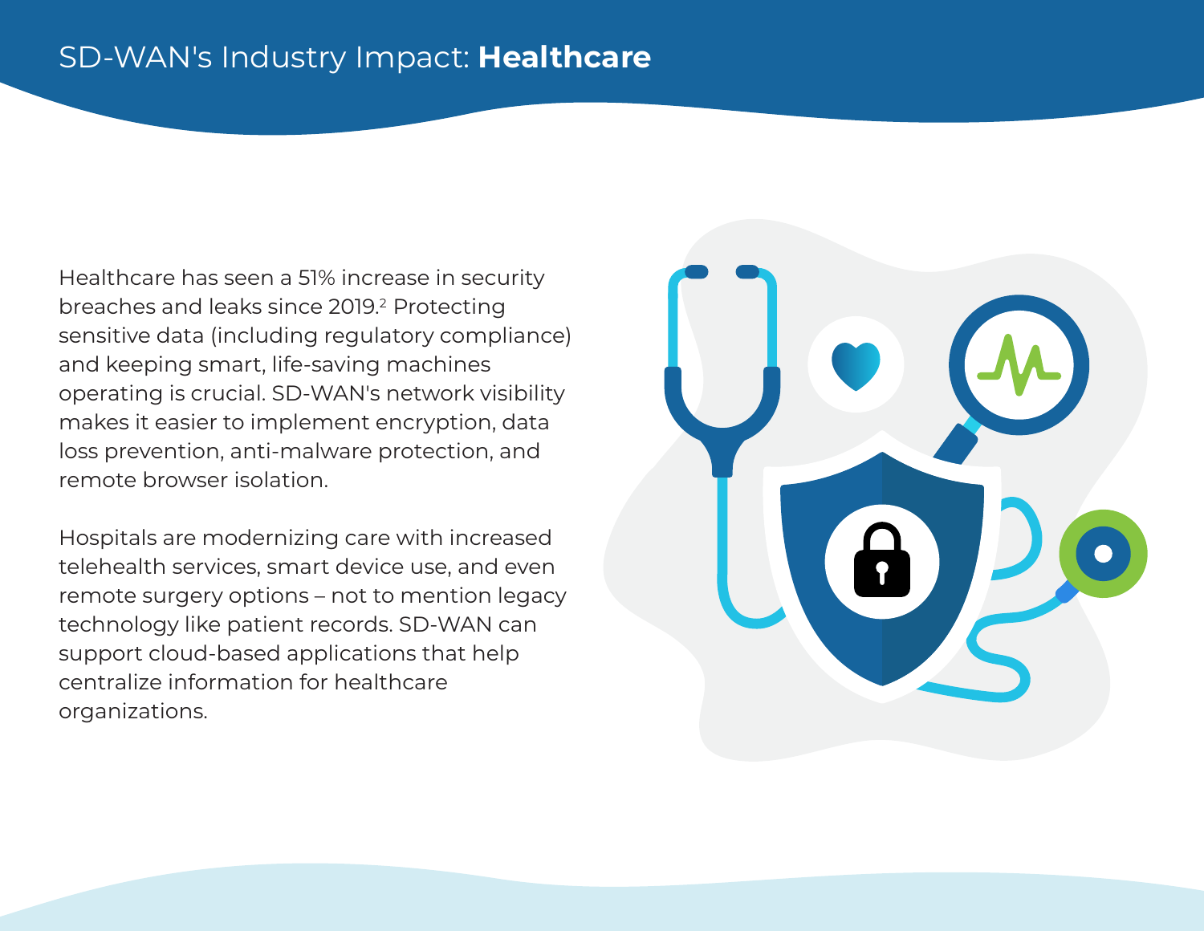# SD-WAN's Industry Impact: **Healthcare**

Healthcare has seen a 51% increase in security breaches and leaks since 2019.[2] Protecting sensitive data (including regulatory compliance) and keeping smart, life-saving machines operating is crucial. SD-WAN's network visibility makes it easier to implement encryption, data loss prevention, anti-malware protection, and remote browser isolation.

Hospitals are modernizing care with increased telehealth services, smart device use, and even remote surgery options – not to mention legacy technology like patient records. SD-WAN can support cloud-based applications that help centralize information for healthcare organizations.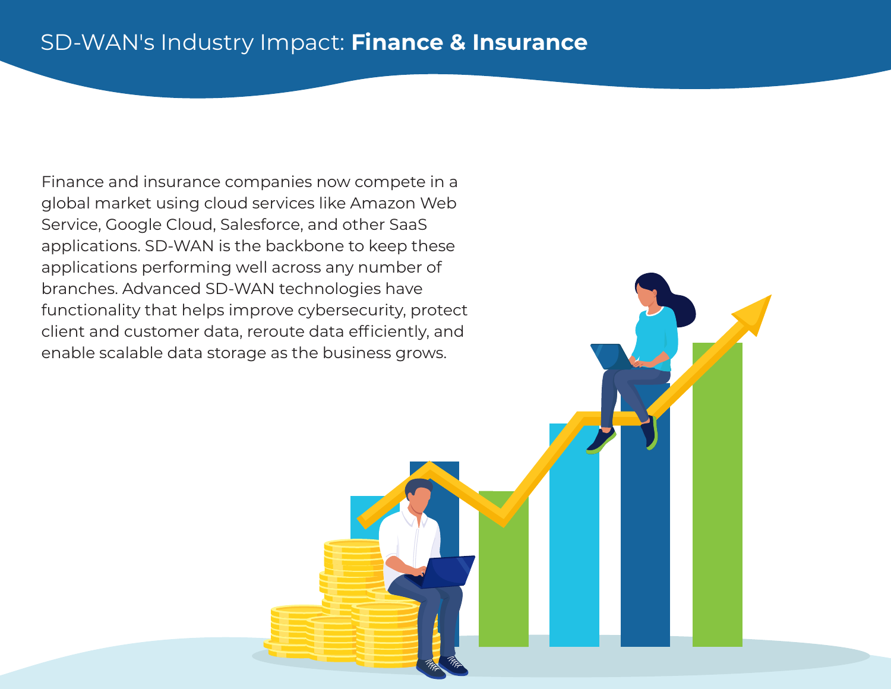# SD-WAN's Industry Impact: **Finance & Insurance**

Finance and insurance companies now compete in a global market using cloud services like Amazon Web Service, Google Cloud, Salesforce, and other SaaS applications. SD-WAN is the backbone to keep these applications performing well across any number of branches. Advanced SD-WAN technologies have functionality that helps improve cybersecurity, protect client and customer data, reroute data efficiently, and enable scalable data storage as the business grows.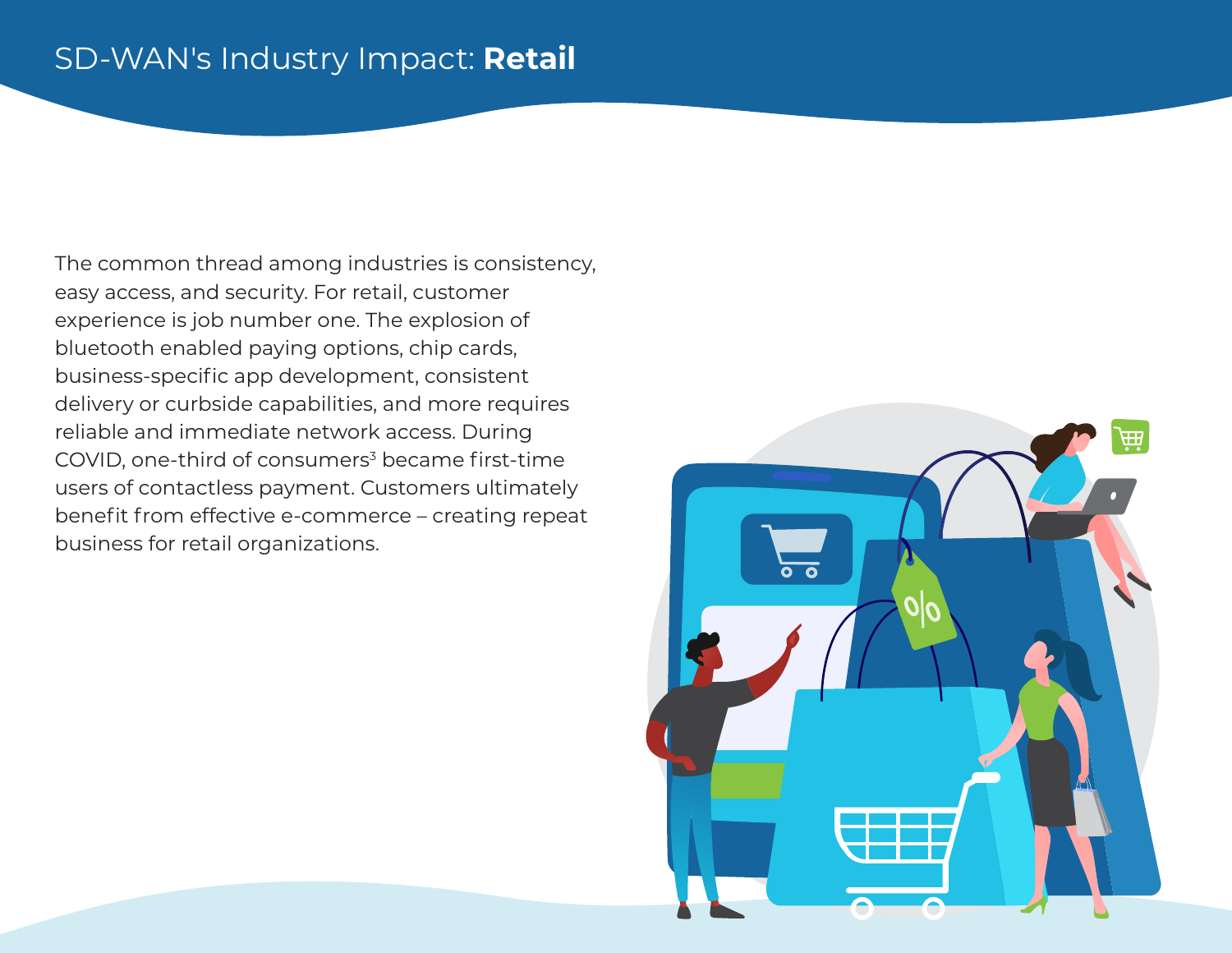# SD-WAN's Industry Impact: **Retail**

The common thread among industries is consistency, easy access, and security. For retail, customer experience is job number one. The explosion of bluetooth enabled paying options, chip cards, business-specific app development, consistent delivery or curbside capabilities, and more requires reliable and immediate network access. During COVID, one-third of consumers[3] became first-time users of contactless payment. Customers ultimately benefit from effective e-commerce – creating repeat business for retail organizations.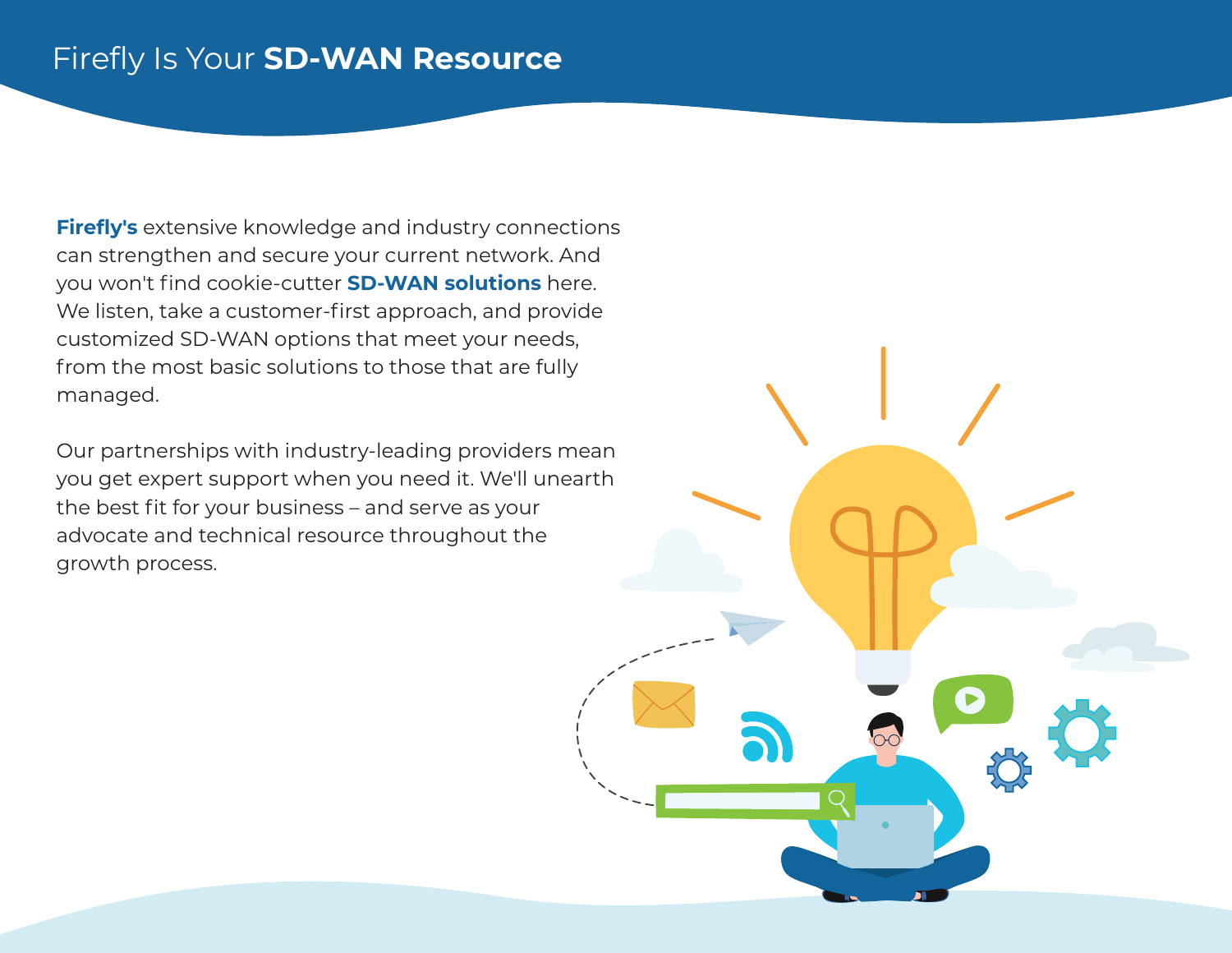# Firefly Is Your **SD-WAN Resource**

**Firefly's** extensive knowledge and industry connections can strengthen and secure your current network. And you won't find cookie-cutter **SD-WAN solutions** here. We listen, take a customer-first approach, and provide customized SD-WAN options that meet your needs, from the most basic solutions to those that are fully managed.

Our partnerships with industry-leading providers mean you get expert support when you need it. We'll unearth the best fit for your business – and serve as your advocate and technical resource throughout the growth process.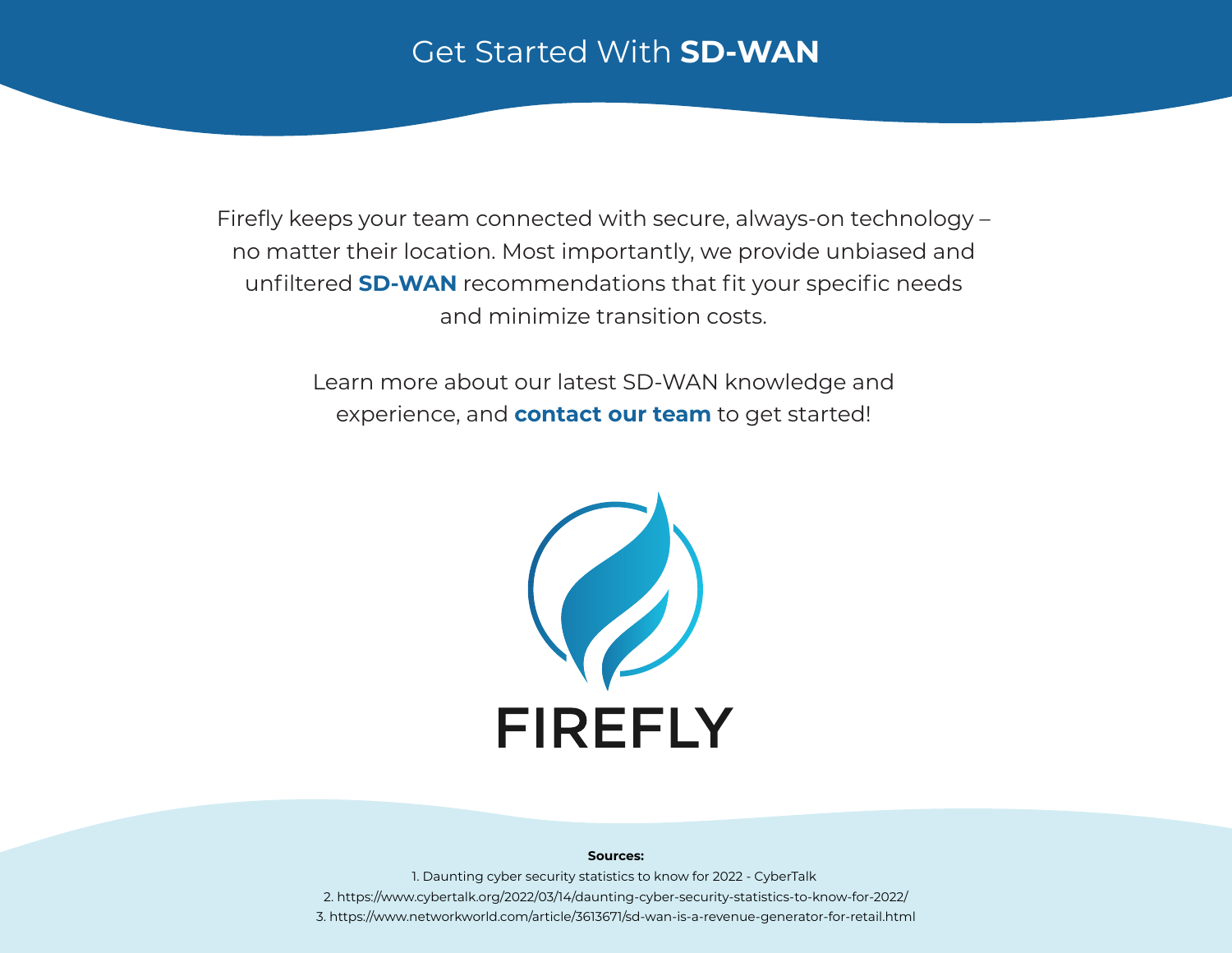# Get Started With **SD-WAN**

Firefly keeps your team connected with secure, always-on technology – no matter their location. Most importantly, we provide unbiased and unfiltered **SD-WAN** recommendations that fit your specific needs and minimize transition costs.

Learn more about our latest SD-WAN knowledge and experience, and **contact our team** to get started!

FIREFLY

**Sources:**

1. Daunting cyber security statistics to know for 2022 - CyberTalk
2. https://www.cybertalk.org/2022/03/14/daunting-cyber-security-statistics-to-know-for-2022/
3. https://www.networkworld.com/article/3613671/sd-wan-is-a-revenue-generator-for-retail.html